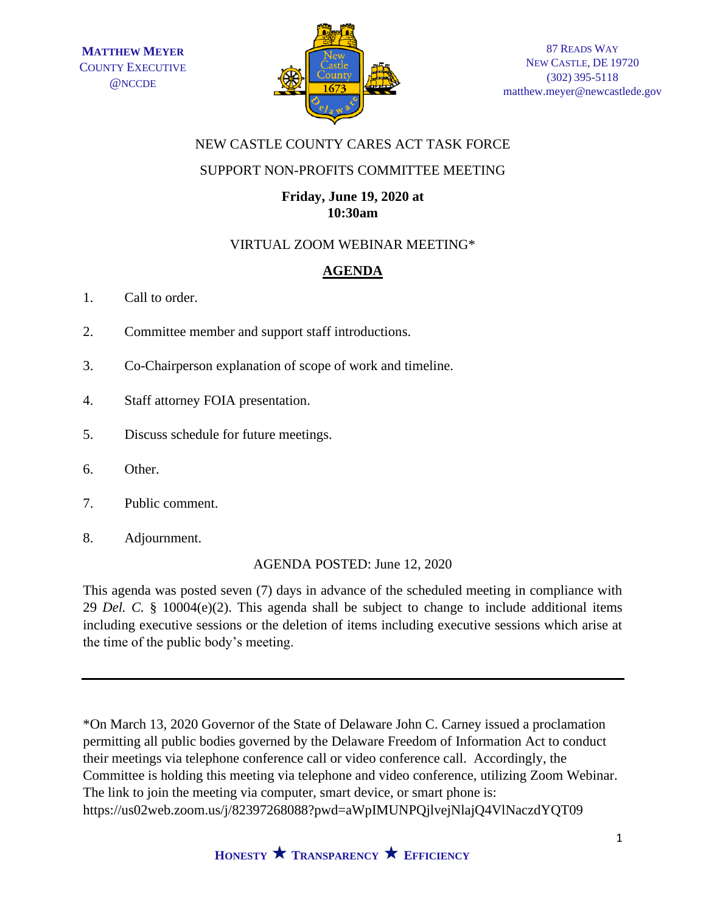**MATTHEW MEYER**
COUNTY EXECUTIVE
@NCCDE

87 READS WAY
NEW CASTLE, DE 19720
(302) 395-5118
matthew.meyer@newcastlede.gov

NEW CASTLE COUNTY CARES ACT TASK FORCE

SUPPORT NON-PROFITS COMMITTEE MEETING

**Friday, June 19, 2020 at 10:30am**

VIRTUAL ZOOM WEBINAR MEETING*

## AGENDA

1. Call to order.
2. Committee member and support staff introductions.
3. Co-Chairperson explanation of scope of work and timeline.
4. Staff attorney FOIA presentation.
5. Discuss schedule for future meetings.
6. Other.
7. Public comment.
8. Adjournment.

AGENDA POSTED: June 12, 2020

This agenda was posted seven (7) days in advance of the scheduled meeting in compliance with 29 *Del. C.* § 10004(e)(2). This agenda shall be subject to change to include additional items including executive sessions or the deletion of items including executive sessions which arise at the time of the public body's meeting.

---

*On March 13, 2020 Governor of the State of Delaware John C. Carney issued a proclamation permitting all public bodies governed by the Delaware Freedom of Information Act to conduct their meetings via telephone conference call or video conference call. Accordingly, the Committee is holding this meeting via telephone and video conference, utilizing Zoom Webinar. The link to join the meeting via computer, smart device, or smart phone is: https://us02web.zoom.us/j/82397268088?pwd=aWpIMUNPQjlvejNlajQ4VlNaczdYQT09

**HONESTY ★ TRANSPARENCY ★ EFFICIENCY**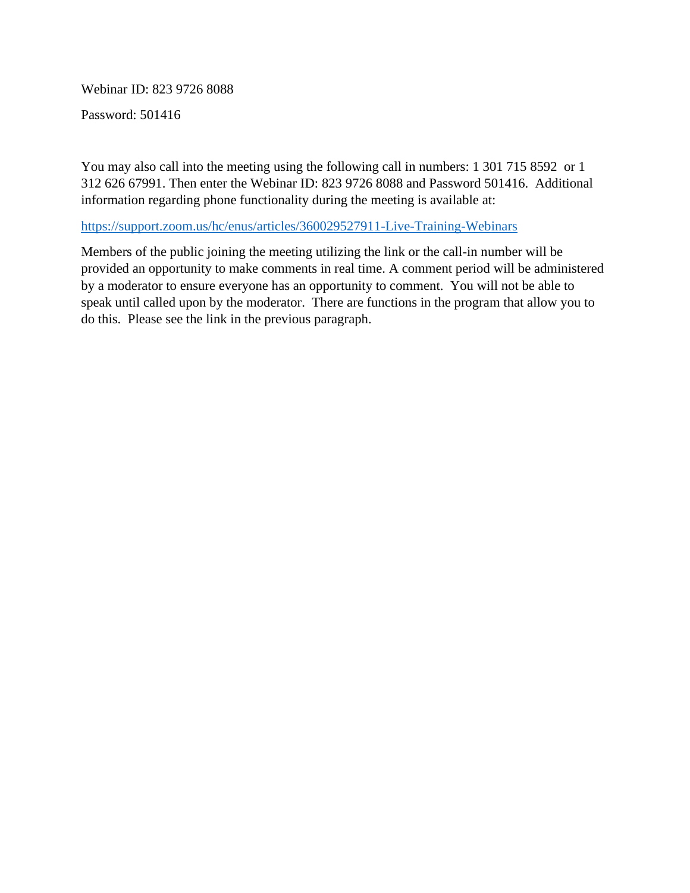Webinar ID: 823 9726 8088

Password: 501416

You may also call into the meeting using the following call in numbers: 1 301 715 8592 or 1 312 626 67991. Then enter the Webinar ID: 823 9726 8088 and Password 501416. Additional information regarding phone functionality during the meeting is available at:

https://support.zoom.us/hc/enus/articles/360029527911-Live-Training-Webinars

Members of the public joining the meeting utilizing the link or the call-in number will be provided an opportunity to make comments in real time. A comment period will be administered by a moderator to ensure everyone has an opportunity to comment. You will not be able to speak until called upon by the moderator. There are functions in the program that allow you to do this. Please see the link in the previous paragraph.